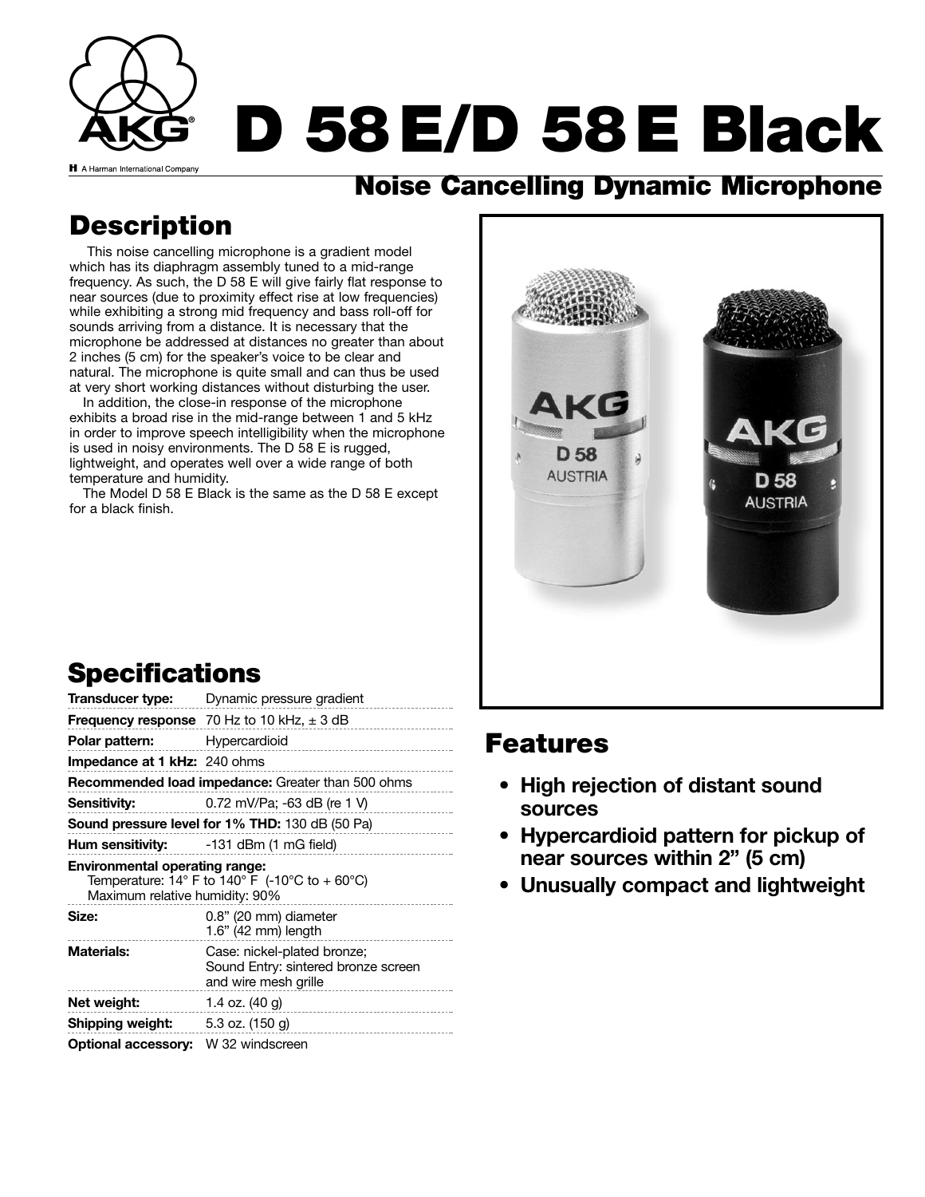AKG

A Harman International Company

# D 58 E/D 58 E Black

## Noise Cancelling Dynamic Microphone

## Description

This noise cancelling microphone is a gradient model which has its diaphragm assembly tuned to a mid-range frequency. As such, the D 58 E will give fairly flat response to near sources (due to proximity effect rise at low frequencies) while exhibiting a strong mid frequency and bass roll-off for sounds arriving from a distance. It is necessary that the microphone be addressed at distances no greater than about 2 inches (5 cm) for the speaker's voice to be clear and natural. The microphone is quite small and can thus be used at very short working distances without disturbing the user.

In addition, the close-in response of the microphone exhibits a broad rise in the mid-range between 1 and 5 kHz in order to improve speech intelligibility when the microphone is used in noisy environments. The D 58 E is rugged, lightweight, and operates well over a wide range of both temperature and humidity.

The Model D 58 E Black is the same as the D 58 E except for a black finish.

## Specifications

| | |
|---|---|
| **Transducer type:** | Dynamic pressure gradient |
| **Frequency response** | 70 Hz to 10 kHz, ± 3 dB |
| **Polar pattern:** | Hypercardioid |
| **Impedance at 1 kHz:** | 240 ohms |
| **Recommended load impedance:** | Greater than 500 ohms |
| **Sensitivity:** | 0.72 mV/Pa; -63 dB (re 1 V) |
| **Sound pressure level for 1% THD:** | 130 dB (50 Pa) |
| **Hum sensitivity:** | -131 dBm (1 mG field) |
| **Environmental operating range:** | Temperature: 14° F to 140° F (-10°C to + 60°C)<br>Maximum relative humidity: 90% |
| **Size:** | 0.8" (20 mm) diameter<br>1.6" (42 mm) length |
| **Materials:** | Case: nickel-plated bronze;<br>Sound Entry: sintered bronze screen and wire mesh grille |
| **Net weight:** | 1.4 oz. (40 g) |
| **Shipping weight:** | 5.3 oz. (150 g) |
| **Optional accessory:** | W 32 windscreen |

## Features

- **High rejection of distant sound sources**
- **Hypercardioid pattern for pickup of near sources within 2" (5 cm)**
- **Unusually compact and lightweight**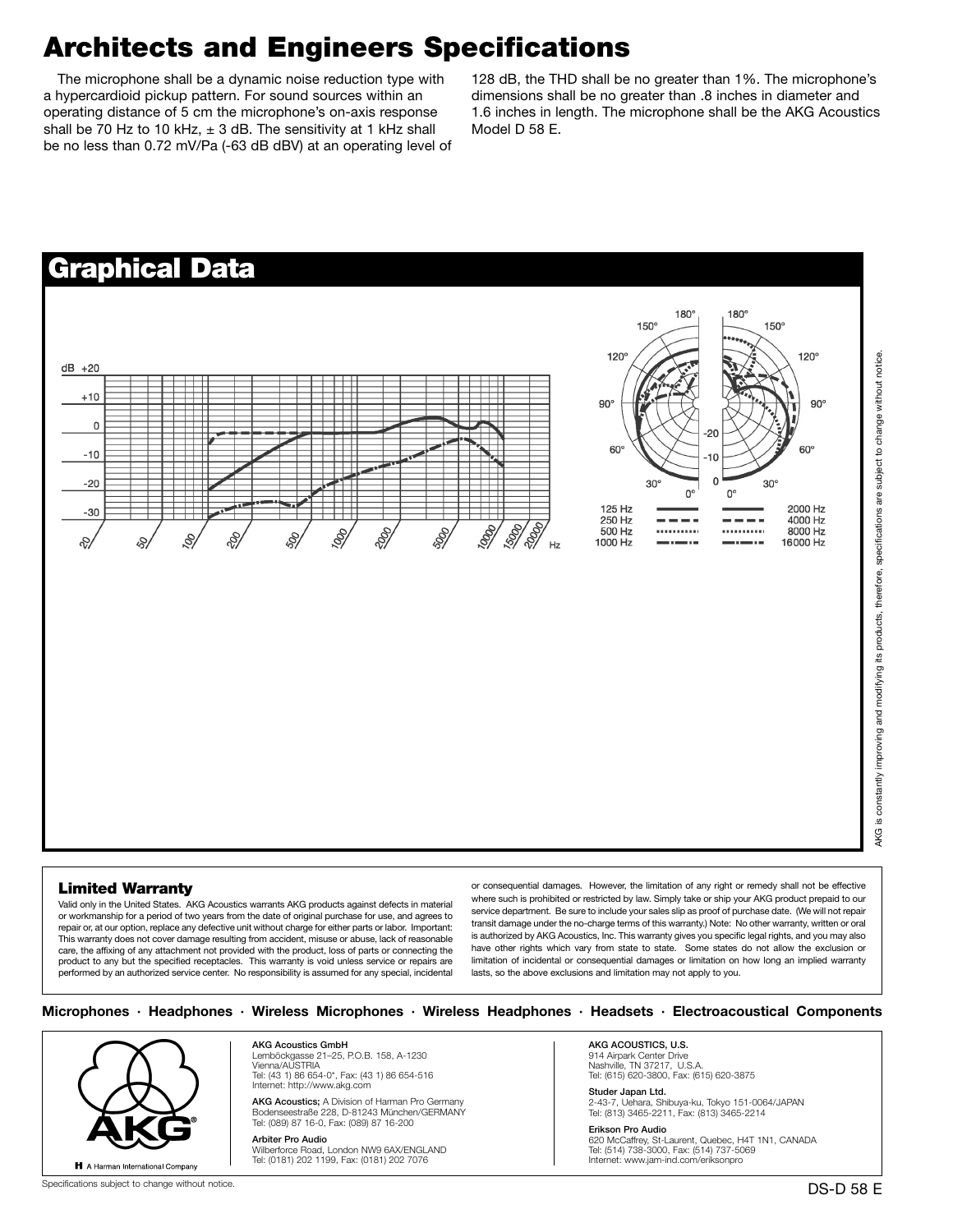# Architects and Engineers Specifications

The microphone shall be a dynamic noise reduction type with a hypercardioid pickup pattern. For sound sources within an operating distance of 5 cm the microphone's on-axis response shall be 70 Hz to 10 kHz, ± 3 dB. The sensitivity at 1 kHz shall be no less than 0.72 mV/Pa (-63 dB dBV) at an operating level of 128 dB, the THD shall be no greater than 1%. The microphone's dimensions shall be no greater than .8 inches in diameter and 1.6 inches in length. The microphone shall be the AKG Acoustics Model D 58 E.

# Graphical Data

dB +20
+10
0
-10
-20
-30

20
50
100
200
500
1000
2000
5000
10000
15000
20000
Hz

180°
150°
120°
90°
60°
30°
0°
-20
-10
0

125 Hz
250 Hz
500 Hz
1000 Hz

2000 Hz
4000 Hz
8000 Hz
16000 Hz

AKG is constantly improving and modifying its products, therefore, specifications are subject to change without notice.

### Limited Warranty

Valid only in the United States. AKG Acoustics warrants AKG products against defects in material or workmanship for a period of two years from the date of original purchase for use, and agrees to repair or, at our option, replace any defective unit without charge for either parts or labor. Important: This warranty does not cover damage resulting from accident, misuse or abuse, lack of reasonable care, the affixing of any attachment not provided with the product, loss of parts or connecting the product to any but the specified receptacles. This warranty is void unless service or repairs are performed by an authorized service center. No responsibility is assumed for any special, incidental or consequential damages. However, the limitation of any right or remedy shall not be effective where such is prohibited or restricted by law. Simply take or ship your AKG product prepaid to our service department. Be sure to include your sales slip as proof of purchase date. (We will not repair transit damage under the no-charge terms of this warranty.) Note: No other warranty, written or oral is authorized by AKG Acoustics, Inc. This warranty gives you specific legal rights, and you may also have other rights which vary from state to state. Some states do not allow the exclusion or limitation of incidental or consequential damages or limitation on how long an implied warranty lasts, so the above exclusions and limitation may not apply to you.

**Microphones · Headphones · Wireless Microphones · Wireless Headphones · Headsets · Electroacoustical Components**

AKG®
A Harman International Company

**AKG Acoustics GmbH**
Lemböckgasse 21–25, P.O.B. 158, A-1230
Vienna/AUSTRIA
Tel: (43 1) 86 654-0*, Fax: (43 1) 86 654-516
Internet: http://www.akg.com

**AKG Acoustics;** A Division of Harman Pro Germany
Bodenseestraße 228, D-81243 München/GERMANY
Tel: (089) 87 16-0, Fax: (089) 87 16-200

**Arbiter Pro Audio**
Wilberforce Road, London NW9 6AX/ENGLAND
Tel: (0181) 202 1199, Fax: (0181) 202 7076

**AKG ACOUSTICS, U.S.**
914 Airpark Center Drive
Nashville, TN 37217, U.S.A.
Tel: (615) 620-3800, Fax: (615) 620-3875

**Studer Japan Ltd.**
2-43-7, Uehara, Shibuya-ku, Tokyo 151-0064/JAPAN
Tel: (813) 3465-2211, Fax: (813) 3465-2214

**Erikson Pro Audio**
620 McCaffrey, St-Laurent, Quebec, H4T 1N1, CANADA
Tel: (514) 738-3000, Fax: (514) 737-5069
Internet: www.jam-ind.com/eriksonpro

Specifications subject to change without notice.

DS-D 58 E